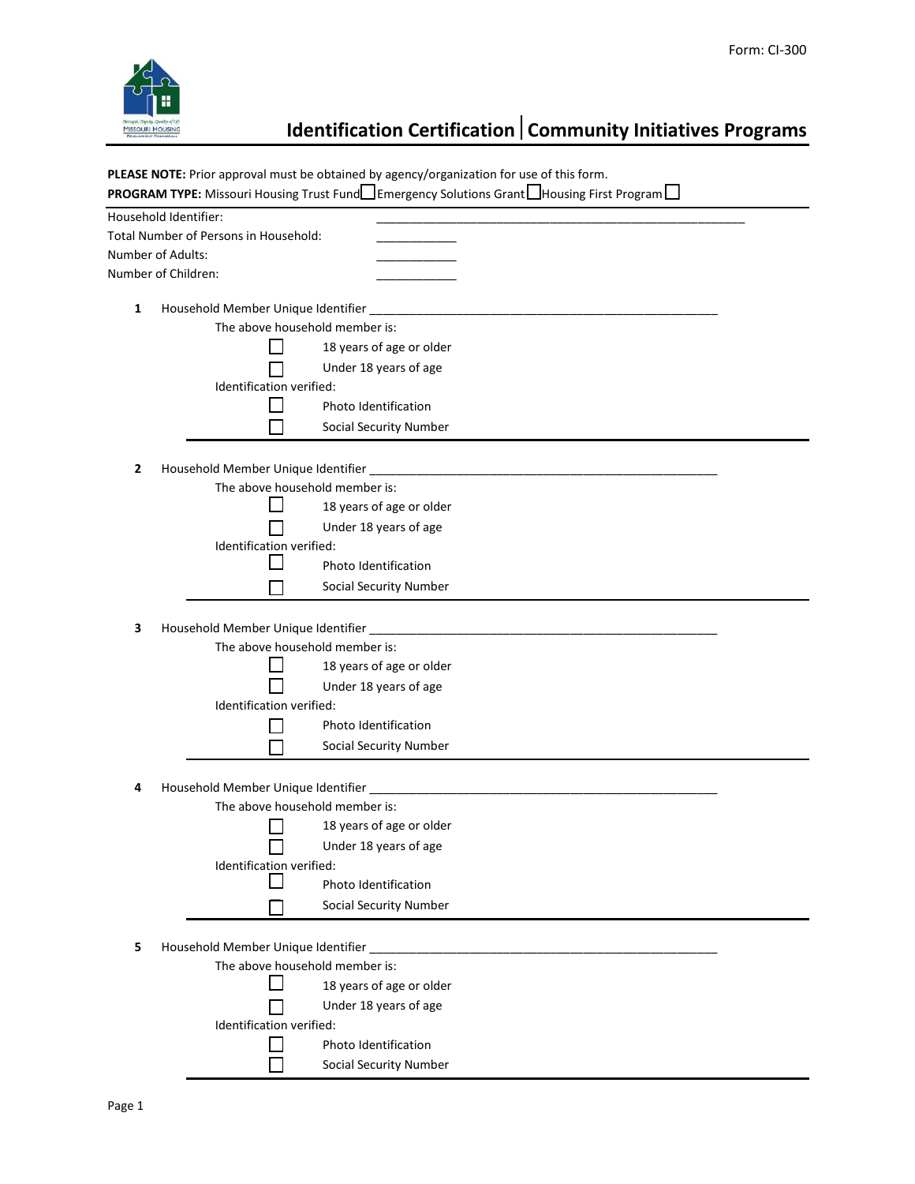Form: CI-300

# Identification Certification | Community Initiatives Programs

**PLEASE NOTE:** Prior approval must be obtained by agency/organization for use of this form.

**PROGRAM TYPE:** Missouri Housing Trust Fund ☐ Emergency Solutions Grant ☐ Housing First Program ☐

Household Identifier: ______________________________________________________

Total Number of Persons in Household: ____________

Number of Adults: ____________

Number of Children: ____________

**1** Household Member Unique Identifier ______________________________________________________

The above household member is:

- ☐ 18 years of age or older
- ☐ Under 18 years of age

Identification verified:

- ☐ Photo Identification
- ☐ Social Security Number

---

**2** Household Member Unique Identifier ______________________________________________________

The above household member is:

- ☐ 18 years of age or older
- ☐ Under 18 years of age

Identification verified:

- ☐ Photo Identification
- ☐ Social Security Number

---

**3** Household Member Unique Identifier ______________________________________________________

The above household member is:

- ☐ 18 years of age or older
- ☐ Under 18 years of age

Identification verified:

- ☐ Photo Identification
- ☐ Social Security Number

---

**4** Household Member Unique Identifier ______________________________________________________

The above household member is:

- ☐ 18 years of age or older
- ☐ Under 18 years of age

Identification verified:

- ☐ Photo Identification
- ☐ Social Security Number

---

**5** Household Member Unique Identifier ______________________________________________________

The above household member is:

- ☐ 18 years of age or older
- ☐ Under 18 years of age

Identification verified:

- ☐ Photo Identification
- ☐ Social Security Number

---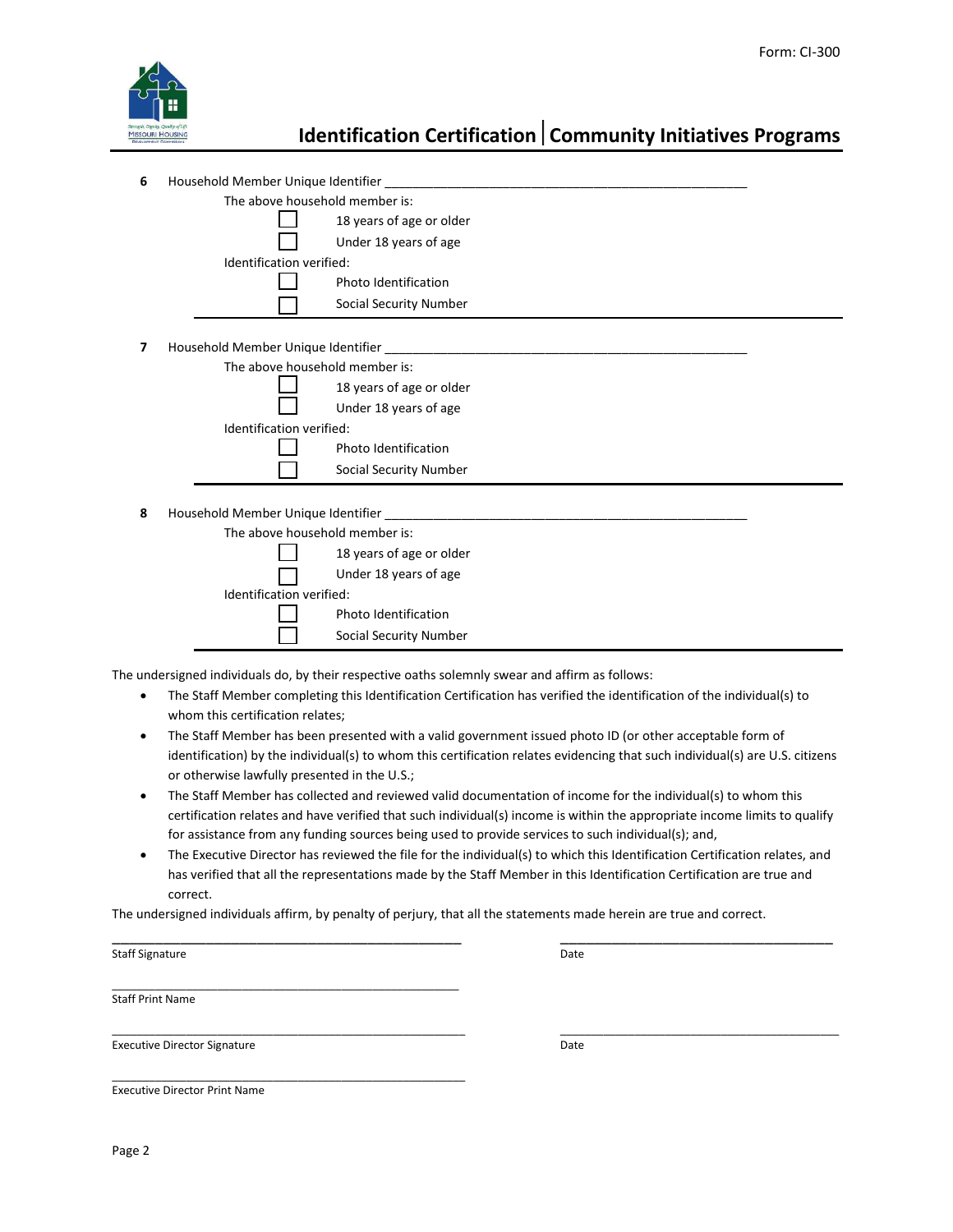Form: CI-300

# Identification Certification | Community Initiatives Programs

**6** Household Member Unique Identifier ____________________________________________________

The above household member is:

- ☐ 18 years of age or older
- ☐ Under 18 years of age

Identification verified:

- ☐ Photo Identification
- ☐ Social Security Number

---

**7** Household Member Unique Identifier ____________________________________________________

The above household member is:

- ☐ 18 years of age or older
- ☐ Under 18 years of age

Identification verified:

- ☐ Photo Identification
- ☐ Social Security Number

---

**8** Household Member Unique Identifier ____________________________________________________

The above household member is:

- ☐ 18 years of age or older
- ☐ Under 18 years of age

Identification verified:

- ☐ Photo Identification
- ☐ Social Security Number

---

The undersigned individuals do, by their respective oaths solemnly swear and affirm as follows:

- The Staff Member completing this Identification Certification has verified the identification of the individual(s) to whom this certification relates;
- The Staff Member has been presented with a valid government issued photo ID (or other acceptable form of identification) by the individual(s) to whom this certification relates evidencing that such individual(s) are U.S. citizens or otherwise lawfully presented in the U.S.;
- The Staff Member has collected and reviewed valid documentation of income for the individual(s) to whom this certification relates and have verified that such individual(s) income is within the appropriate income limits to qualify for assistance from any funding sources being used to provide services to such individual(s); and,
- The Executive Director has reviewed the file for the individual(s) to which this Identification Certification relates, and has verified that all the representations made by the Staff Member in this Identification Certification are true and correct.

The undersigned individuals affirm, by penalty of perjury, that all the statements made herein are true and correct.

______________________________________________ ______________________________________

Staff Signature Date

______________________________________________

Staff Print Name

______________________________________________ ______________________________________

Executive Director Signature Date

______________________________________________

Executive Director Print Name